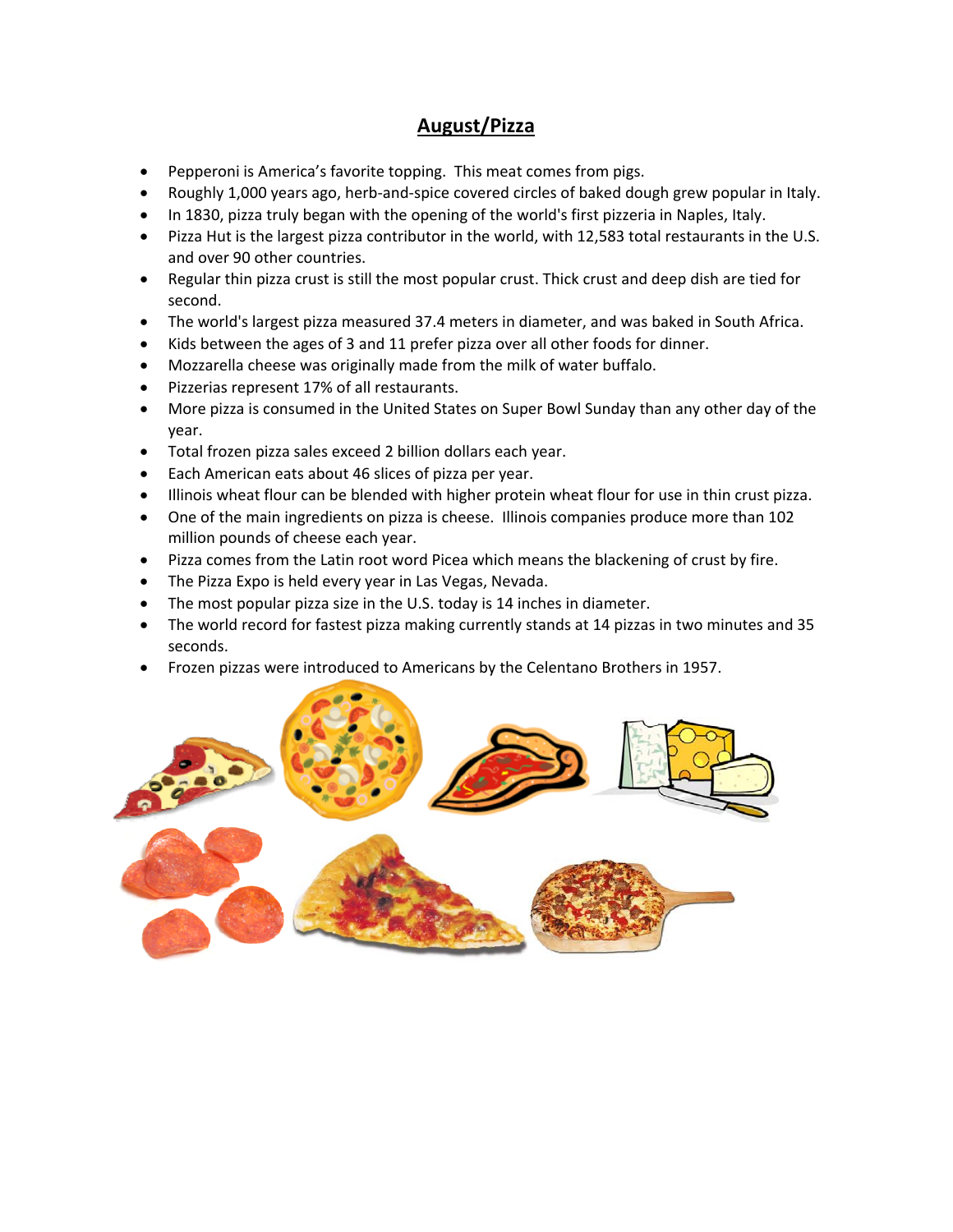# August/Pizza

- Pepperoni is America's favorite topping.  This meat comes from pigs.
- Roughly 1,000 years ago, herb-and-spice covered circles of baked dough grew popular in Italy.
- In 1830, pizza truly began with the opening of the world's first pizzeria in Naples, Italy.
- Pizza Hut is the largest pizza contributor in the world, with 12,583 total restaurants in the U.S. and over 90 other countries.
- Regular thin pizza crust is still the most popular crust. Thick crust and deep dish are tied for second.
- The world's largest pizza measured 37.4 meters in diameter, and was baked in South Africa.
- Kids between the ages of 3 and 11 prefer pizza over all other foods for dinner.
- Mozzarella cheese was originally made from the milk of water buffalo.
- Pizzerias represent 17% of all restaurants.
- More pizza is consumed in the United States on Super Bowl Sunday than any other day of the year.
- Total frozen pizza sales exceed 2 billion dollars each year.
- Each American eats about 46 slices of pizza per year.
- Illinois wheat flour can be blended with higher protein wheat flour for use in thin crust pizza.
- One of the main ingredients on pizza is cheese.  Illinois companies produce more than 102 million pounds of cheese each year.
- Pizza comes from the Latin root word Picea which means the blackening of crust by fire.
- The Pizza Expo is held every year in Las Vegas, Nevada.
- The most popular pizza size in the U.S. today is 14 inches in diameter.
- The world record for fastest pizza making currently stands at 14 pizzas in two minutes and 35 seconds.
- Frozen pizzas were introduced to Americans by the Celentano Brothers in 1957.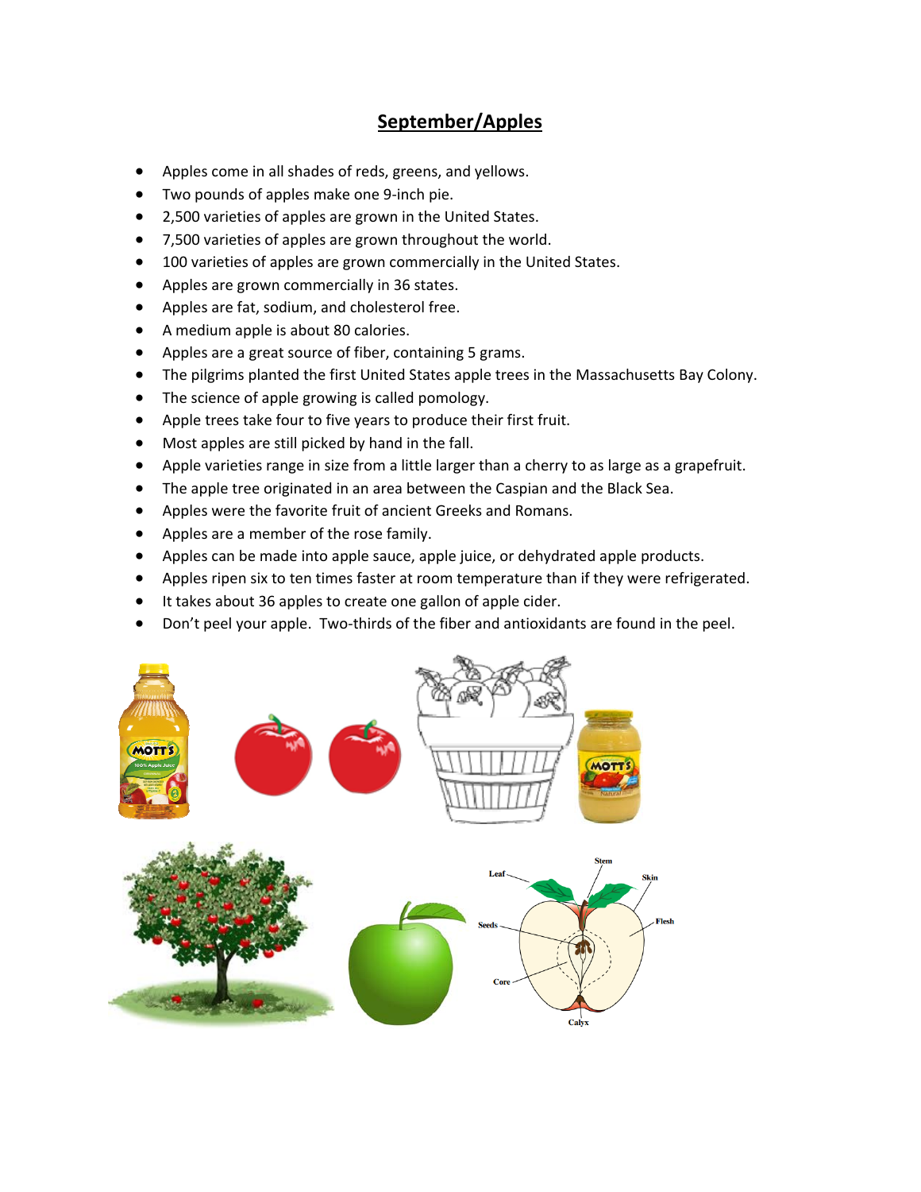# September/Apples

- Apples come in all shades of reds, greens, and yellows.
- Two pounds of apples make one 9-inch pie.
- 2,500 varieties of apples are grown in the United States.
- 7,500 varieties of apples are grown throughout the world.
- 100 varieties of apples are grown commercially in the United States.
- Apples are grown commercially in 36 states.
- Apples are fat, sodium, and cholesterol free.
- A medium apple is about 80 calories.
- Apples are a great source of fiber, containing 5 grams.
- The pilgrims planted the first United States apple trees in the Massachusetts Bay Colony.
- The science of apple growing is called pomology.
- Apple trees take four to five years to produce their first fruit.
- Most apples are still picked by hand in the fall.
- Apple varieties range in size from a little larger than a cherry to as large as a grapefruit.
- The apple tree originated in an area between the Caspian and the Black Sea.
- Apples were the favorite fruit of ancient Greeks and Romans.
- Apples are a member of the rose family.
- Apples can be made into apple sauce, apple juice, or dehydrated apple products.
- Apples ripen six to ten times faster at room temperature than if they were refrigerated.
- It takes about 36 apples to create one gallon of apple cider.
- Don't peel your apple. Two-thirds of the fiber and antioxidants are found in the peel.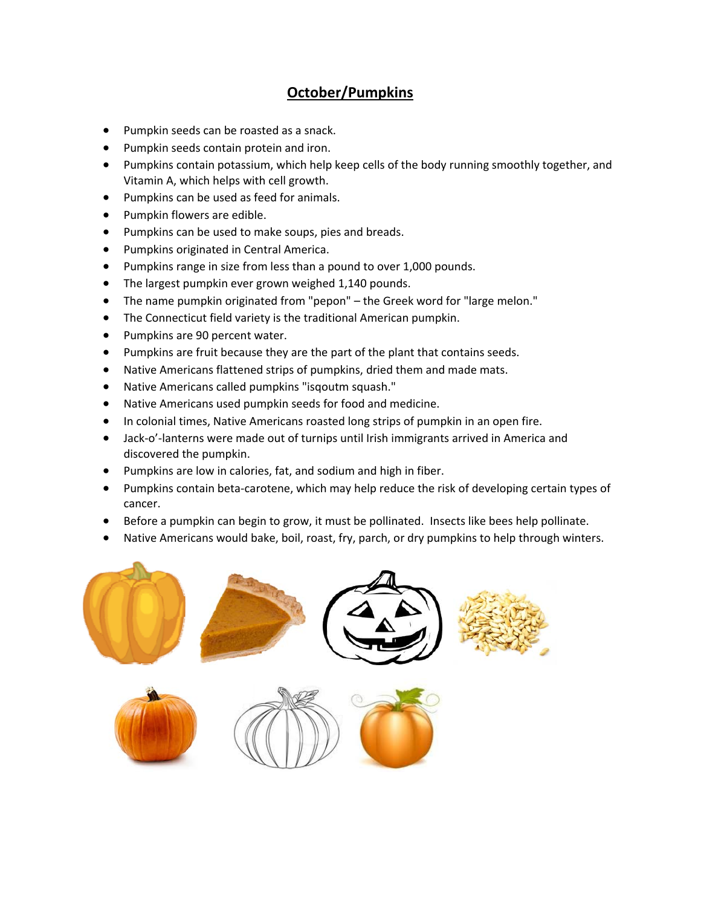# October/Pumpkins

- Pumpkin seeds can be roasted as a snack.
- Pumpkin seeds contain protein and iron.
- Pumpkins contain potassium, which help keep cells of the body running smoothly together, and Vitamin A, which helps with cell growth.
- Pumpkins can be used as feed for animals.
- Pumpkin flowers are edible.
- Pumpkins can be used to make soups, pies and breads.
- Pumpkins originated in Central America.
- Pumpkins range in size from less than a pound to over 1,000 pounds.
- The largest pumpkin ever grown weighed 1,140 pounds.
- The name pumpkin originated from "pepon" – the Greek word for "large melon."
- The Connecticut field variety is the traditional American pumpkin.
- Pumpkins are 90 percent water.
- Pumpkins are fruit because they are the part of the plant that contains seeds.
- Native Americans flattened strips of pumpkins, dried them and made mats.
- Native Americans called pumpkins "isqoutm squash."
- Native Americans used pumpkin seeds for food and medicine.
- In colonial times, Native Americans roasted long strips of pumpkin in an open fire.
- Jack-o'-lanterns were made out of turnips until Irish immigrants arrived in America and discovered the pumpkin.
- Pumpkins are low in calories, fat, and sodium and high in fiber.
- Pumpkins contain beta-carotene, which may help reduce the risk of developing certain types of cancer.
- Before a pumpkin can begin to grow, it must be pollinated. Insects like bees help pollinate.
- Native Americans would bake, boil, roast, fry, parch, or dry pumpkins to help through winters.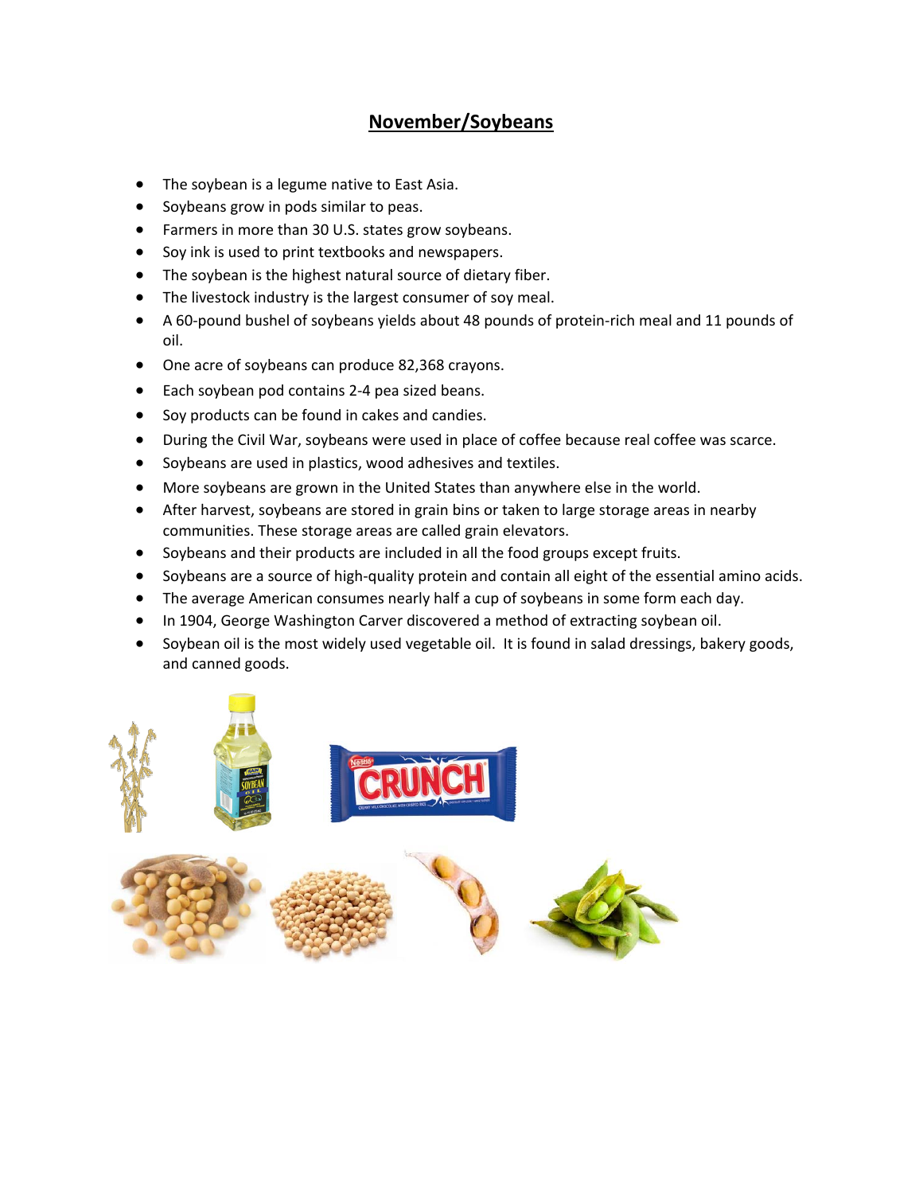# November/Soybeans

- The soybean is a legume native to East Asia.
- Soybeans grow in pods similar to peas.
- Farmers in more than 30 U.S. states grow soybeans.
- Soy ink is used to print textbooks and newspapers.
- The soybean is the highest natural source of dietary fiber.
- The livestock industry is the largest consumer of soy meal.
- A 60-pound bushel of soybeans yields about 48 pounds of protein-rich meal and 11 pounds of oil.
- One acre of soybeans can produce 82,368 crayons.
- Each soybean pod contains 2-4 pea sized beans.
- Soy products can be found in cakes and candies.
- During the Civil War, soybeans were used in place of coffee because real coffee was scarce.
- Soybeans are used in plastics, wood adhesives and textiles.
- More soybeans are grown in the United States than anywhere else in the world.
- After harvest, soybeans are stored in grain bins or taken to large storage areas in nearby communities. These storage areas are called grain elevators.
- Soybeans and their products are included in all the food groups except fruits.
- Soybeans are a source of high-quality protein and contain all eight of the essential amino acids.
- The average American consumes nearly half a cup of soybeans in some form each day.
- In 1904, George Washington Carver discovered a method of extracting soybean oil.
- Soybean oil is the most widely used vegetable oil. It is found in salad dressings, bakery goods, and canned goods.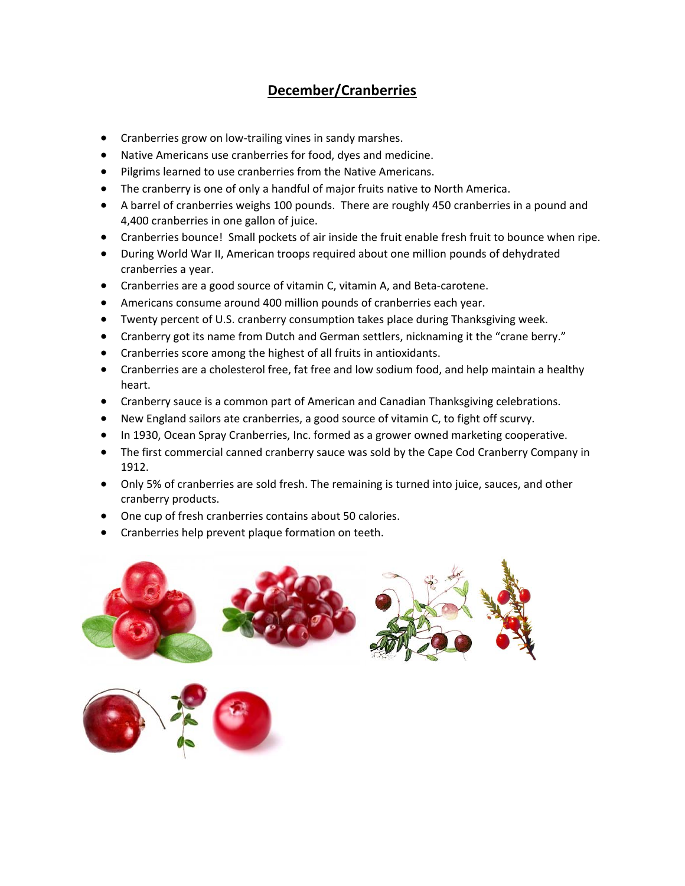# December/Cranberries

- Cranberries grow on low-trailing vines in sandy marshes.
- Native Americans use cranberries for food, dyes and medicine.
- Pilgrims learned to use cranberries from the Native Americans.
- The cranberry is one of only a handful of major fruits native to North America.
- A barrel of cranberries weighs 100 pounds. There are roughly 450 cranberries in a pound and 4,400 cranberries in one gallon of juice.
- Cranberries bounce! Small pockets of air inside the fruit enable fresh fruit to bounce when ripe.
- During World War II, American troops required about one million pounds of dehydrated cranberries a year.
- Cranberries are a good source of vitamin C, vitamin A, and Beta-carotene.
- Americans consume around 400 million pounds of cranberries each year.
- Twenty percent of U.S. cranberry consumption takes place during Thanksgiving week.
- Cranberry got its name from Dutch and German settlers, nicknaming it the "crane berry."
- Cranberries score among the highest of all fruits in antioxidants.
- Cranberries are a cholesterol free, fat free and low sodium food, and help maintain a healthy heart.
- Cranberry sauce is a common part of American and Canadian Thanksgiving celebrations.
- New England sailors ate cranberries, a good source of vitamin C, to fight off scurvy.
- In 1930, Ocean Spray Cranberries, Inc. formed as a grower owned marketing cooperative.
- The first commercial canned cranberry sauce was sold by the Cape Cod Cranberry Company in 1912.
- Only 5% of cranberries are sold fresh. The remaining is turned into juice, sauces, and other cranberry products.
- One cup of fresh cranberries contains about 50 calories.
- Cranberries help prevent plaque formation on teeth.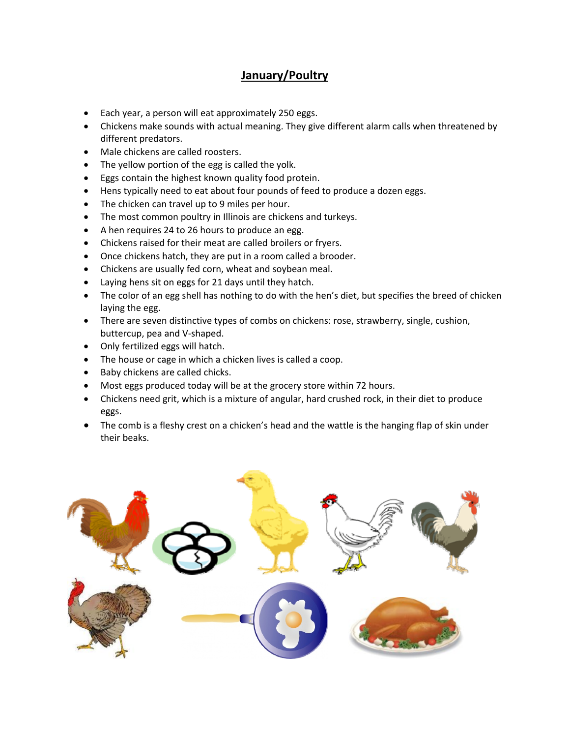# January/Poultry

- Each year, a person will eat approximately 250 eggs.
- Chickens make sounds with actual meaning. They give different alarm calls when threatened by different predators.
- Male chickens are called roosters.
- The yellow portion of the egg is called the yolk.
- Eggs contain the highest known quality food protein.
- Hens typically need to eat about four pounds of feed to produce a dozen eggs.
- The chicken can travel up to 9 miles per hour.
- The most common poultry in Illinois are chickens and turkeys.
- A hen requires 24 to 26 hours to produce an egg.
- Chickens raised for their meat are called broilers or fryers.
- Once chickens hatch, they are put in a room called a brooder.
- Chickens are usually fed corn, wheat and soybean meal.
- Laying hens sit on eggs for 21 days until they hatch.
- The color of an egg shell has nothing to do with the hen's diet, but specifies the breed of chicken laying the egg.
- There are seven distinctive types of combs on chickens: rose, strawberry, single, cushion, buttercup, pea and V-shaped.
- Only fertilized eggs will hatch.
- The house or cage in which a chicken lives is called a coop.
- Baby chickens are called chicks.
- Most eggs produced today will be at the grocery store within 72 hours.
- Chickens need grit, which is a mixture of angular, hard crushed rock, in their diet to produce eggs.
- The comb is a fleshy crest on a chicken's head and the wattle is the hanging flap of skin under their beaks.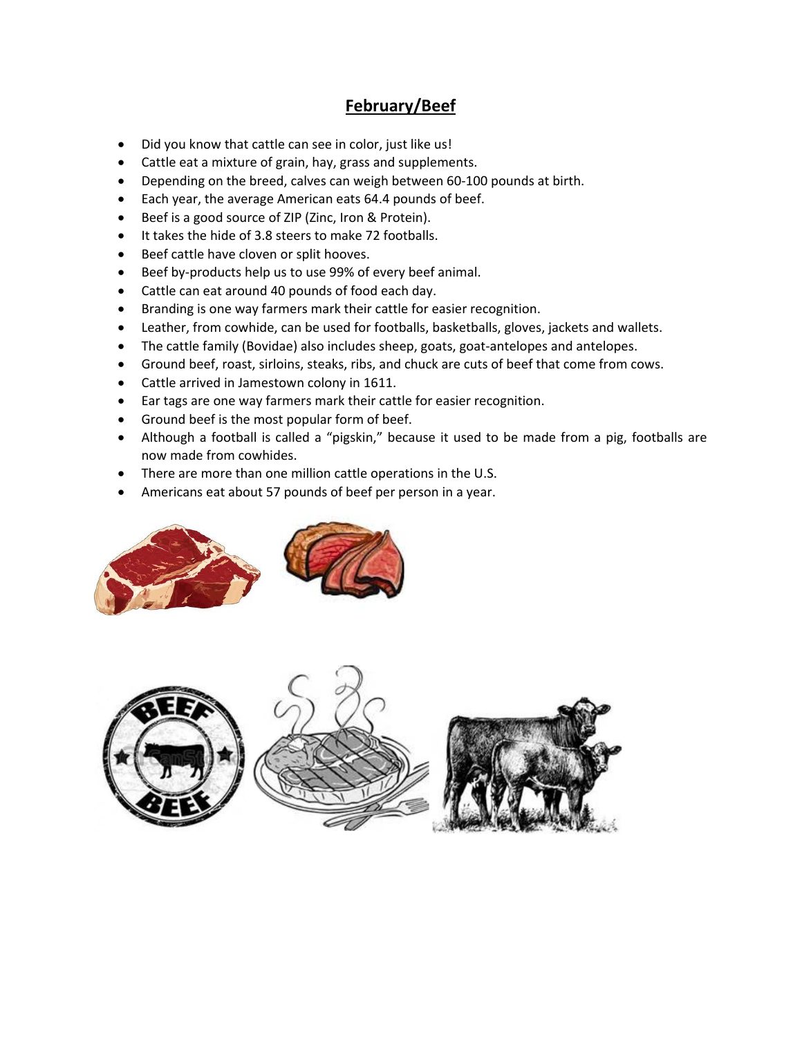# February/Beef

- Did you know that cattle can see in color, just like us!
- Cattle eat a mixture of grain, hay, grass and supplements.
- Depending on the breed, calves can weigh between 60-100 pounds at birth.
- Each year, the average American eats 64.4 pounds of beef.
- Beef is a good source of ZIP (Zinc, Iron & Protein).
- It takes the hide of 3.8 steers to make 72 footballs.
- Beef cattle have cloven or split hooves.
- Beef by-products help us to use 99% of every beef animal.
- Cattle can eat around 40 pounds of food each day.
- Branding is one way farmers mark their cattle for easier recognition.
- Leather, from cowhide, can be used for footballs, basketballs, gloves, jackets and wallets.
- The cattle family (Bovidae) also includes sheep, goats, goat-antelopes and antelopes.
- Ground beef, roast, sirloins, steaks, ribs, and chuck are cuts of beef that come from cows.
- Cattle arrived in Jamestown colony in 1611.
- Ear tags are one way farmers mark their cattle for easier recognition.
- Ground beef is the most popular form of beef.
- Although a football is called a "pigskin," because it used to be made from a pig, footballs are now made from cowhides.
- There are more than one million cattle operations in the U.S.
- Americans eat about 57 pounds of beef per person in a year.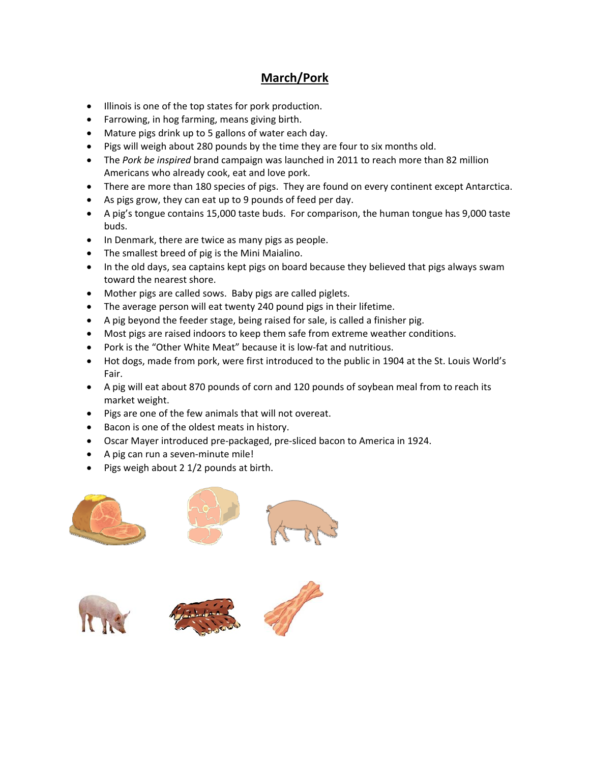# March/Pork

- Illinois is one of the top states for pork production.
- Farrowing, in hog farming, means giving birth.
- Mature pigs drink up to 5 gallons of water each day.
- Pigs will weigh about 280 pounds by the time they are four to six months old.
- The *Pork be inspired* brand campaign was launched in 2011 to reach more than 82 million Americans who already cook, eat and love pork.
- There are more than 180 species of pigs. They are found on every continent except Antarctica.
- As pigs grow, they can eat up to 9 pounds of feed per day.
- A pig's tongue contains 15,000 taste buds. For comparison, the human tongue has 9,000 taste buds.
- In Denmark, there are twice as many pigs as people.
- The smallest breed of pig is the Mini Maialino.
- In the old days, sea captains kept pigs on board because they believed that pigs always swam toward the nearest shore.
- Mother pigs are called sows. Baby pigs are called piglets.
- The average person will eat twenty 240 pound pigs in their lifetime.
- A pig beyond the feeder stage, being raised for sale, is called a finisher pig.
- Most pigs are raised indoors to keep them safe from extreme weather conditions.
- Pork is the "Other White Meat" because it is low-fat and nutritious.
- Hot dogs, made from pork, were first introduced to the public in 1904 at the St. Louis World's Fair.
- A pig will eat about 870 pounds of corn and 120 pounds of soybean meal from to reach its market weight.
- Pigs are one of the few animals that will not overeat.
- Bacon is one of the oldest meats in history.
- Oscar Mayer introduced pre-packaged, pre-sliced bacon to America in 1924.
- A pig can run a seven-minute mile!
- Pigs weigh about 2 1/2 pounds at birth.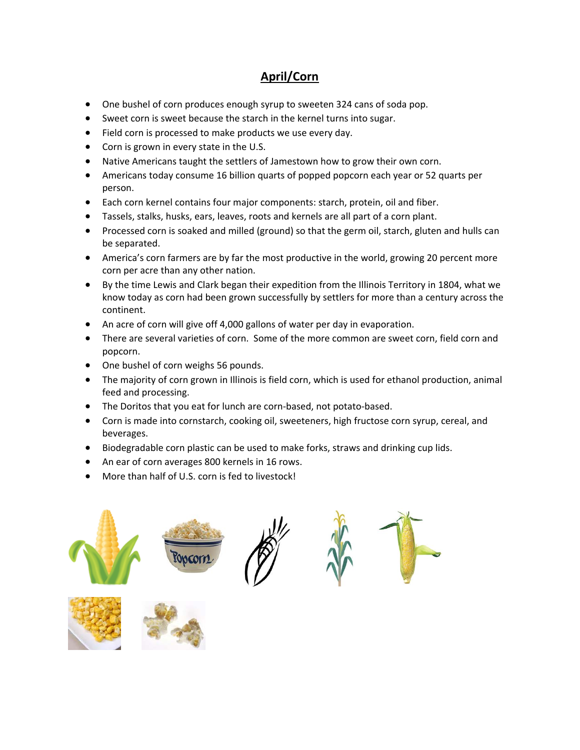# April/Corn

- One bushel of corn produces enough syrup to sweeten 324 cans of soda pop.
- Sweet corn is sweet because the starch in the kernel turns into sugar.
- Field corn is processed to make products we use every day.
- Corn is grown in every state in the U.S.
- Native Americans taught the settlers of Jamestown how to grow their own corn.
- Americans today consume 16 billion quarts of popped popcorn each year or 52 quarts per person.
- Each corn kernel contains four major components: starch, protein, oil and fiber.
- Tassels, stalks, husks, ears, leaves, roots and kernels are all part of a corn plant.
- Processed corn is soaked and milled (ground) so that the germ oil, starch, gluten and hulls can be separated.
- America's corn farmers are by far the most productive in the world, growing 20 percent more corn per acre than any other nation.
- By the time Lewis and Clark began their expedition from the Illinois Territory in 1804, what we know today as corn had been grown successfully by settlers for more than a century across the continent.
- An acre of corn will give off 4,000 gallons of water per day in evaporation.
- There are several varieties of corn. Some of the more common are sweet corn, field corn and popcorn.
- One bushel of corn weighs 56 pounds.
- The majority of corn grown in Illinois is field corn, which is used for ethanol production, animal feed and processing.
- The Doritos that you eat for lunch are corn-based, not potato-based.
- Corn is made into cornstarch, cooking oil, sweeteners, high fructose corn syrup, cereal, and beverages.
- Biodegradable corn plastic can be used to make forks, straws and drinking cup lids.
- An ear of corn averages 800 kernels in 16 rows.
- More than half of U.S. corn is fed to livestock!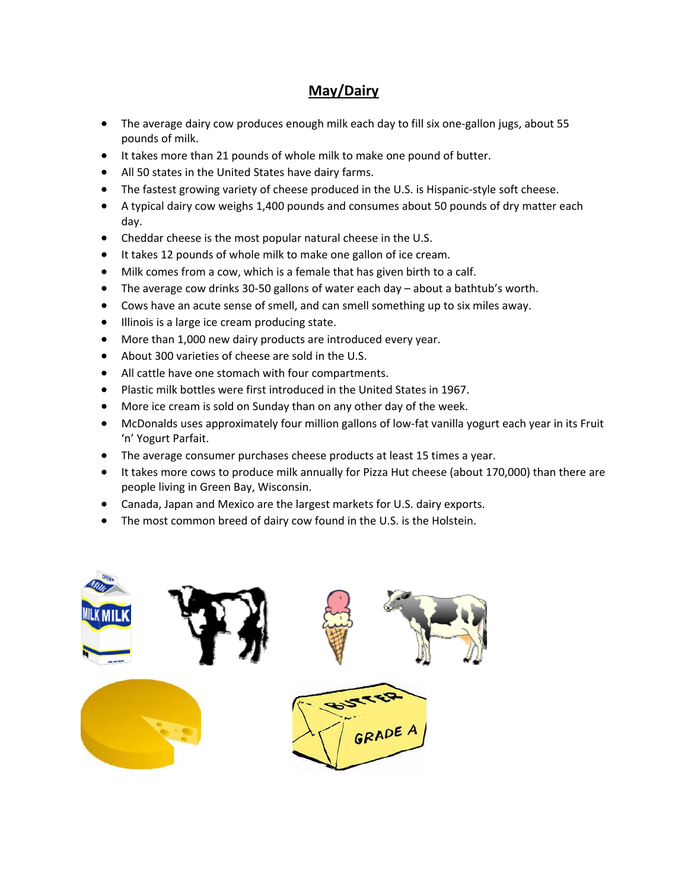# May/Dairy

- The average dairy cow produces enough milk each day to fill six one-gallon jugs, about 55 pounds of milk.
- It takes more than 21 pounds of whole milk to make one pound of butter.
- All 50 states in the United States have dairy farms.
- The fastest growing variety of cheese produced in the U.S. is Hispanic-style soft cheese.
- A typical dairy cow weighs 1,400 pounds and consumes about 50 pounds of dry matter each day.
- Cheddar cheese is the most popular natural cheese in the U.S.
- It takes 12 pounds of whole milk to make one gallon of ice cream.
- Milk comes from a cow, which is a female that has given birth to a calf.
- The average cow drinks 30-50 gallons of water each day – about a bathtub's worth.
- Cows have an acute sense of smell, and can smell something up to six miles away.
- Illinois is a large ice cream producing state.
- More than 1,000 new dairy products are introduced every year.
- About 300 varieties of cheese are sold in the U.S.
- All cattle have one stomach with four compartments.
- Plastic milk bottles were first introduced in the United States in 1967.
- More ice cream is sold on Sunday than on any other day of the week.
- McDonalds uses approximately four million gallons of low-fat vanilla yogurt each year in its Fruit 'n' Yogurt Parfait.
- The average consumer purchases cheese products at least 15 times a year.
- It takes more cows to produce milk annually for Pizza Hut cheese (about 170,000) than there are people living in Green Bay, Wisconsin.
- Canada, Japan and Mexico are the largest markets for U.S. dairy exports.
- The most common breed of dairy cow found in the U.S. is the Holstein.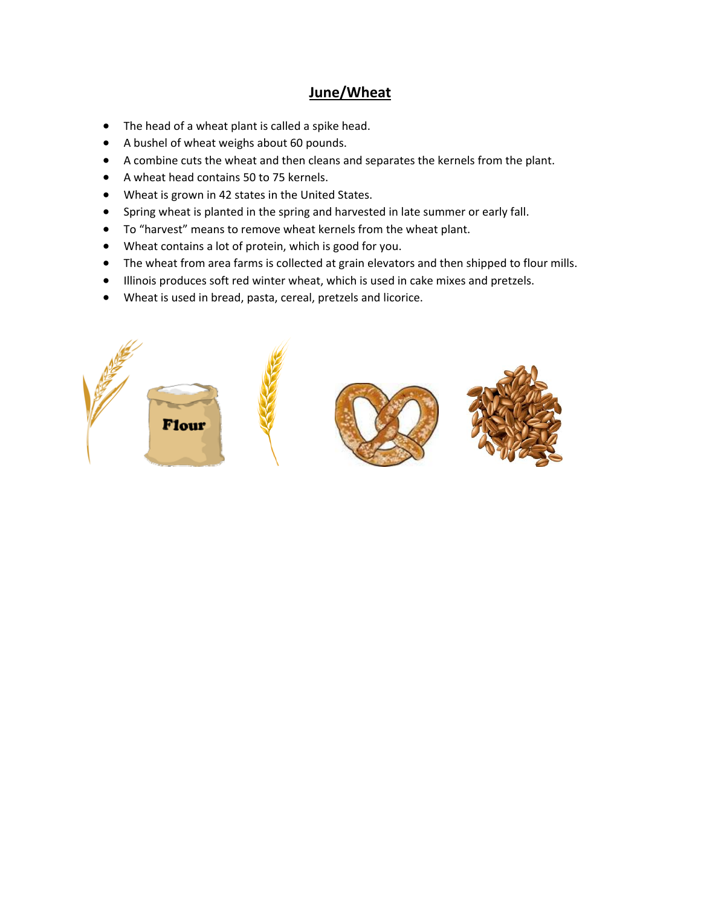## June/Wheat

- The head of a wheat plant is called a spike head.
- A bushel of wheat weighs about 60 pounds.
- A combine cuts the wheat and then cleans and separates the kernels from the plant.
- A wheat head contains 50 to 75 kernels.
- Wheat is grown in 42 states in the United States.
- Spring wheat is planted in the spring and harvested in late summer or early fall.
- To “harvest” means to remove wheat kernels from the wheat plant.
- Wheat contains a lot of protein, which is good for you.
- The wheat from area farms is collected at grain elevators and then shipped to flour mills.
- Illinois produces soft red winter wheat, which is used in cake mixes and pretzels.
- Wheat is used in bread, pasta, cereal, pretzels and licorice.